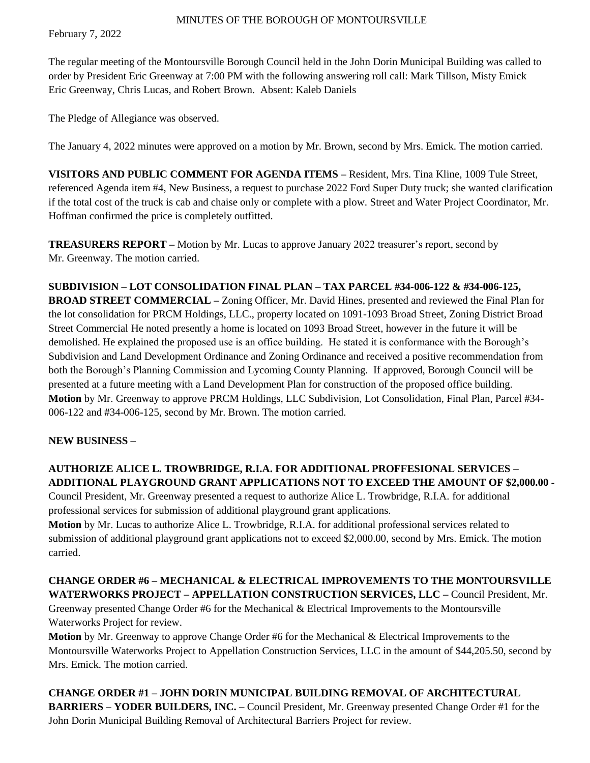MINUTES OF THE BOROUGH OF MONTOURSVILLE

February 7, 2022

The regular meeting of the Montoursville Borough Council held in the John Dorin Municipal Building was called to order by President Eric Greenway at 7:00 PM with the following answering roll call: Mark Tillson, Misty Emick Eric Greenway, Chris Lucas, and Robert Brown. Absent: Kaleb Daniels

The Pledge of Allegiance was observed.

The January 4, 2022 minutes were approved on a motion by Mr. Brown, second by Mrs. Emick. The motion carried.

**VISITORS AND PUBLIC COMMENT FOR AGENDA ITEMS –** Resident, Mrs. Tina Kline, 1009 Tule Street, referenced Agenda item #4, New Business, a request to purchase 2022 Ford Super Duty truck; she wanted clarification if the total cost of the truck is cab and chaise only or complete with a plow. Street and Water Project Coordinator, Mr. Hoffman confirmed the price is completely outfitted.

**TREASURERS REPORT –** Motion by Mr. Lucas to approve January 2022 treasurer's report, second by Mr. Greenway. The motion carried.

**SUBDIVISION – LOT CONSOLIDATION FINAL PLAN – TAX PARCEL #34-006-122 & #34-006-125, BROAD STREET COMMERCIAL –** Zoning Officer, Mr. David Hines, presented and reviewed the Final Plan for the lot consolidation for PRCM Holdings, LLC., property located on 1091-1093 Broad Street, Zoning District Broad Street Commercial He noted presently a home is located on 1093 Broad Street, however in the future it will be demolished. He explained the proposed use is an office building. He stated it is conformance with the Borough's Subdivision and Land Development Ordinance and Zoning Ordinance and received a positive recommendation from both the Borough's Planning Commission and Lycoming County Planning. If approved, Borough Council will be presented at a future meeting with a Land Development Plan for construction of the proposed office building. **Motion** by Mr. Greenway to approve PRCM Holdings, LLC Subdivision, Lot Consolidation, Final Plan, Parcel #34-006-122 and #34-006-125, second by Mr. Brown. The motion carried.

**NEW BUSINESS –**

**AUTHORIZE ALICE L. TROWBRIDGE, R.I.A. FOR ADDITIONAL PROFFESIONAL SERVICES – ADDITIONAL PLAYGROUND GRANT APPLICATIONS NOT TO EXCEED THE AMOUNT OF $2,000.00 -** Council President, Mr. Greenway presented a request to authorize Alice L. Trowbridge, R.I.A. for additional professional services for submission of additional playground grant applications.

**Motion** by Mr. Lucas to authorize Alice L. Trowbridge, R.I.A. for additional professional services related to submission of additional playground grant applications not to exceed $2,000.00, second by Mrs. Emick. The motion carried.

**CHANGE ORDER #6 – MECHANICAL & ELECTRICAL IMPROVEMENTS TO THE MONTOURSVILLE WATERWORKS PROJECT – APPELLATION CONSTRUCTION SERVICES, LLC –** Council President, Mr. Greenway presented Change Order #6 for the Mechanical & Electrical Improvements to the Montoursville Waterworks Project for review.

**Motion** by Mr. Greenway to approve Change Order #6 for the Mechanical & Electrical Improvements to the Montoursville Waterworks Project to Appellation Construction Services, LLC in the amount of $44,205.50, second by Mrs. Emick. The motion carried.

**CHANGE ORDER #1 – JOHN DORIN MUNICIPAL BUILDING REMOVAL OF ARCHITECTURAL BARRIERS – YODER BUILDERS, INC. –** Council President, Mr. Greenway presented Change Order #1 for the John Dorin Municipal Building Removal of Architectural Barriers Project for review.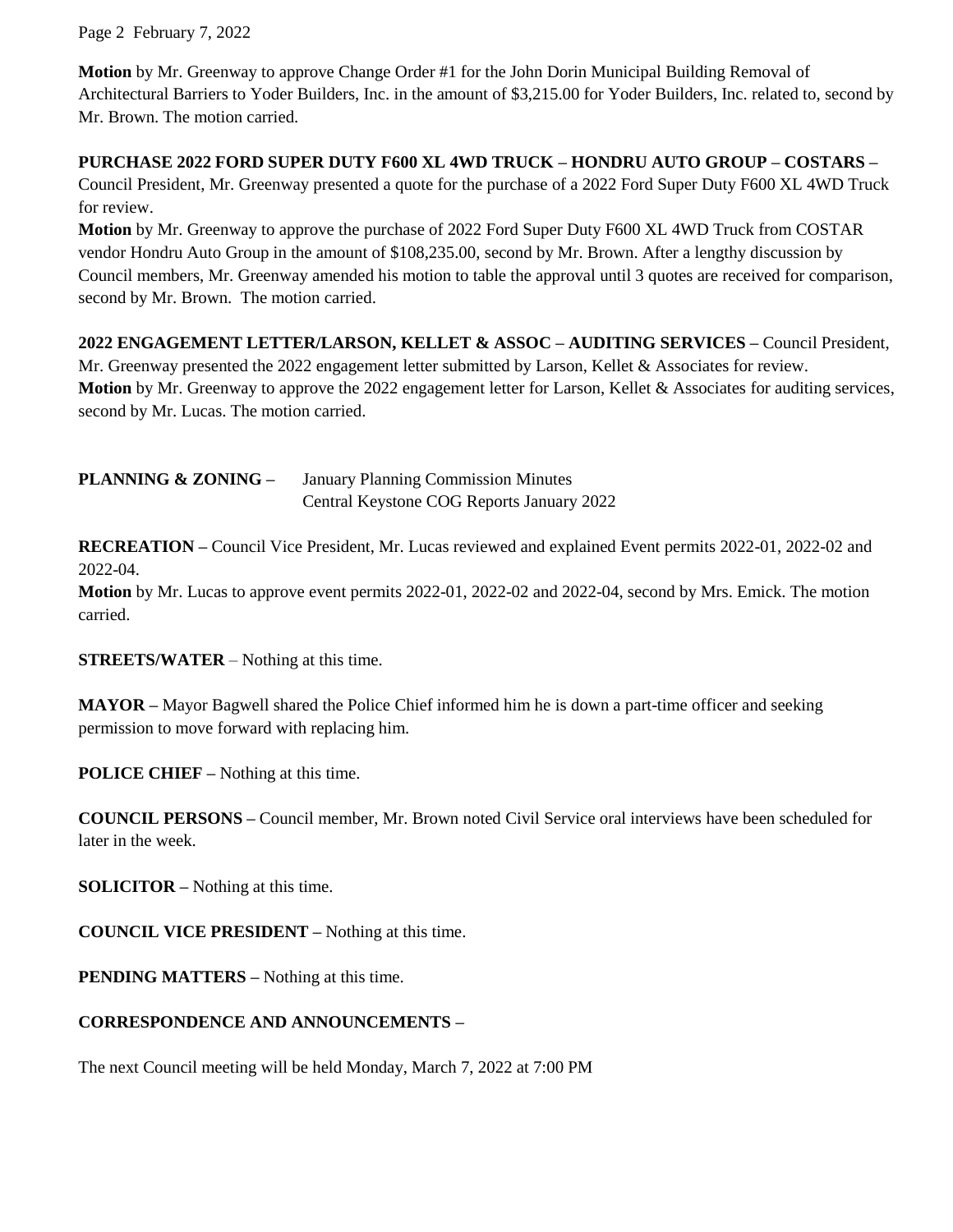**Motion** by Mr. Greenway to approve Change Order #1 for the John Dorin Municipal Building Removal of Architectural Barriers to Yoder Builders, Inc. in the amount of $3,215.00 for Yoder Builders, Inc. related to, second by Mr. Brown. The motion carried.

**PURCHASE 2022 FORD SUPER DUTY F600 XL 4WD TRUCK – HONDRU AUTO GROUP – COSTARS –** Council President, Mr. Greenway presented a quote for the purchase of a 2022 Ford Super Duty F600 XL 4WD Truck for review.

**Motion** by Mr. Greenway to approve the purchase of 2022 Ford Super Duty F600 XL 4WD Truck from COSTAR vendor Hondru Auto Group in the amount of $108,235.00, second by Mr. Brown. After a lengthy discussion by Council members, Mr. Greenway amended his motion to table the approval until 3 quotes are received for comparison, second by Mr. Brown. The motion carried.

**2022 ENGAGEMENT LETTER/LARSON, KELLET & ASSOC – AUDITING SERVICES –** Council President, Mr. Greenway presented the 2022 engagement letter submitted by Larson, Kellet & Associates for review.

**Motion** by Mr. Greenway to approve the 2022 engagement letter for Larson, Kellet & Associates for auditing services, second by Mr. Lucas. The motion carried.

**PLANNING & ZONING –** January Planning Commission Minutes
Central Keystone COG Reports January 2022

**RECREATION –** Council Vice President, Mr. Lucas reviewed and explained Event permits 2022-01, 2022-02 and 2022-04.

**Motion** by Mr. Lucas to approve event permits 2022-01, 2022-02 and 2022-04, second by Mrs. Emick. The motion carried.

**STREETS/WATER** – Nothing at this time.

**MAYOR –** Mayor Bagwell shared the Police Chief informed him he is down a part-time officer and seeking permission to move forward with replacing him.

**POLICE CHIEF –** Nothing at this time.

**COUNCIL PERSONS –** Council member, Mr. Brown noted Civil Service oral interviews have been scheduled for later in the week.

**SOLICITOR –** Nothing at this time.

**COUNCIL VICE PRESIDENT –** Nothing at this time.

**PENDING MATTERS –** Nothing at this time.

**CORRESPONDENCE AND ANNOUNCEMENTS –**

The next Council meeting will be held Monday, March 7, 2022 at 7:00 PM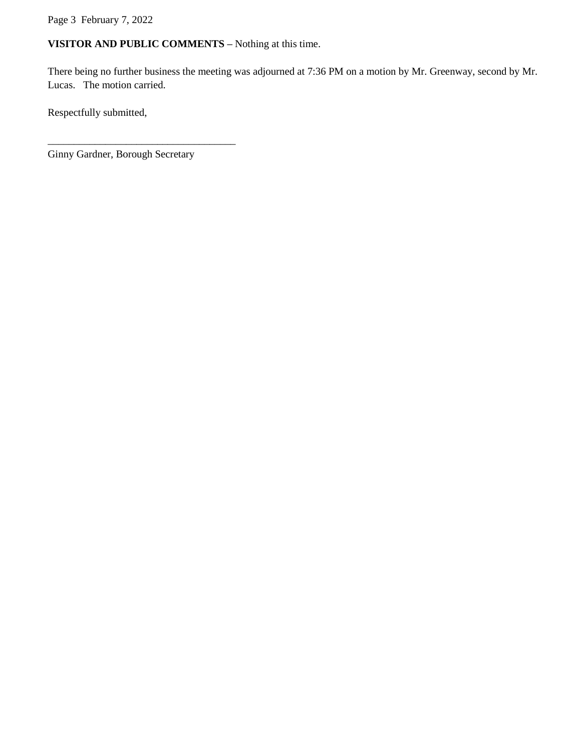**VISITOR AND PUBLIC COMMENTS –** Nothing at this time.

There being no further business the meeting was adjourned at 7:36 PM on a motion by Mr. Greenway, second by Mr. Lucas. The motion carried.

Respectfully submitted,

____________________________________

Ginny Gardner, Borough Secretary